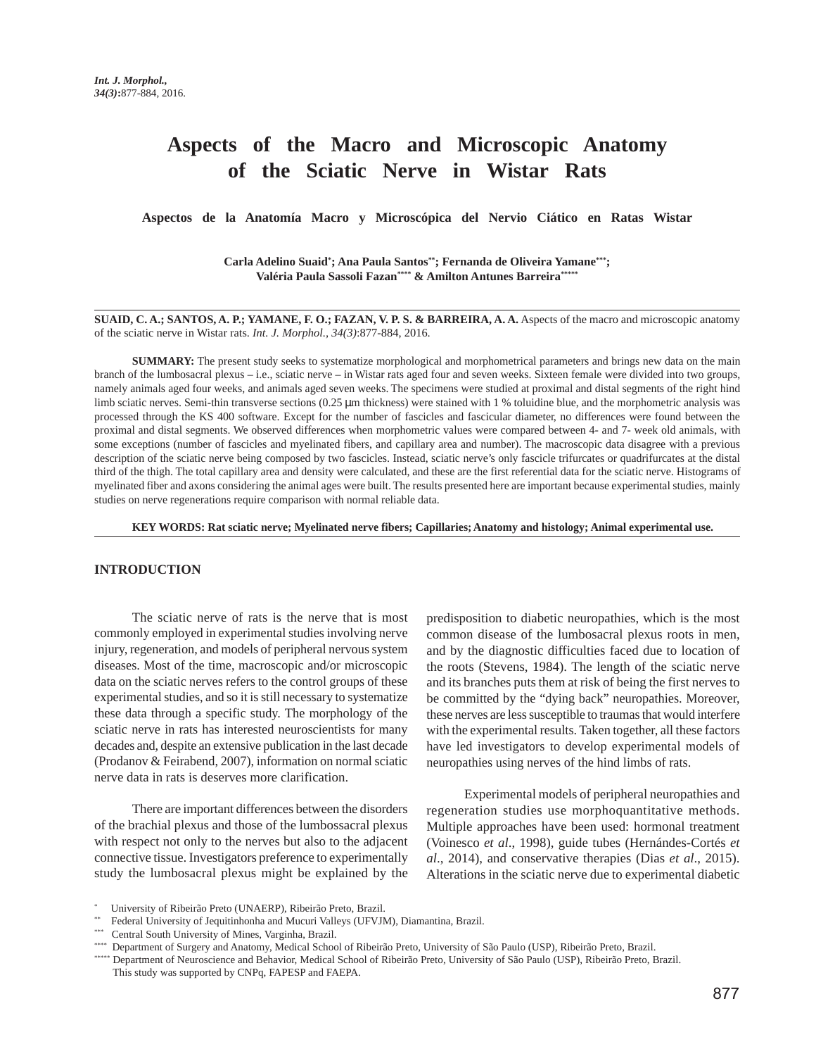# Aspects of the Macro and Microscopic Anatomy of the Sciatic Nerve in Wistar Rats

### Aspectos de la Anatomía Macro y Microscópica del Nervio Ciático en Ratas Wistar

**Carla Adelino Suaid[*]; Ana Paula Santos[**]; Fernanda de Oliveira Yamane[***]; Valéria Paula Sassoli Fazan[****] & Amilton Antunes Barreira[*****]**

**SUAID, C. A.; SANTOS, A. P.; YAMANE, F. O.; FAZAN, V. P. S. & BARREIRA, A. A.** Aspects of the macro and microscopic anatomy of the sciatic nerve in Wistar rats. *Int. J. Morphol., 34(3)*:877-884, 2016.

**SUMMARY:** The present study seeks to systematize morphological and morphometrical parameters and brings new data on the main branch of the lumbosacral plexus – i.e., sciatic nerve – in Wistar rats aged four and seven weeks. Sixteen female were divided into two groups, namely animals aged four weeks, and animals aged seven weeks. The specimens were studied at proximal and distal segments of the right hind limb sciatic nerves. Semi-thin transverse sections (0.25 μm thickness) were stained with 1 % toluidine blue, and the morphometric analysis was processed through the KS 400 software. Except for the number of fascicles and fascicular diameter, no differences were found between the proximal and distal segments. We observed differences when morphometric values were compared between 4- and 7- week old animals, with some exceptions (number of fascicles and myelinated fibers, and capillary area and number). The macroscopic data disagree with a previous description of the sciatic nerve being composed by two fascicles. Instead, sciatic nerve's only fascicle trifurcates or quadrifurcates at the distal third of the thigh. The total capillary area and density were calculated, and these are the first referential data for the sciatic nerve. Histograms of myelinated fiber and axons considering the animal ages were built. The results presented here are important because experimental studies, mainly studies on nerve regenerations require comparison with normal reliable data.

**KEY WORDS: Rat sciatic nerve; Myelinated nerve fibers; Capillaries; Anatomy and histology; Animal experimental use.**

## INTRODUCTION

The sciatic nerve of rats is the nerve that is most commonly employed in experimental studies involving nerve injury, regeneration, and models of peripheral nervous system diseases. Most of the time, macroscopic and/or microscopic data on the sciatic nerves refers to the control groups of these experimental studies, and so it is still necessary to systematize these data through a specific study. The morphology of the sciatic nerve in rats has interested neuroscientists for many decades and, despite an extensive publication in the last decade (Prodanov & Feirabend, 2007), information on normal sciatic nerve data in rats is deserves more clarification.

There are important differences between the disorders of the brachial plexus and those of the lumbossacral plexus with respect not only to the nerves but also to the adjacent connective tissue. Investigators preference to experimentally study the lumbosacral plexus might be explained by the predisposition to diabetic neuropathies, which is the most common disease of the lumbosacral plexus roots in men, and by the diagnostic difficulties faced due to location of the roots (Stevens, 1984). The length of the sciatic nerve and its branches puts them at risk of being the first nerves to be committed by the "dying back" neuropathies. Moreover, these nerves are less susceptible to traumas that would interfere with the experimental results. Taken together, all these factors have led investigators to develop experimental models of neuropathies using nerves of the hind limbs of rats.

Experimental models of peripheral neuropathies and regeneration studies use morphoquantitative methods. Multiple approaches have been used: hormonal treatment (Voinesco *et al*., 1998), guide tubes (Hernándes-Cortés *et al*., 2014), and conservative therapies (Dias *et al*., 2015). Alterations in the sciatic nerve due to experimental diabetic

[*] University of Ribeirão Preto (UNAERP), Ribeirão Preto, Brazil.
[**] Federal University of Jequitinhonha and Mucuri Valleys (UFVJM), Diamantina, Brazil.
[***] Central South University of Mines, Varginha, Brazil.
[****] Department of Surgery and Anatomy, Medical School of Ribeirão Preto, University of São Paulo (USP), Ribeirão Preto, Brazil.
[*****] Department of Neuroscience and Behavior, Medical School of Ribeirão Preto, University of São Paulo (USP), Ribeirão Preto, Brazil.
This study was supported by CNPq, FAPESP and FAEPA.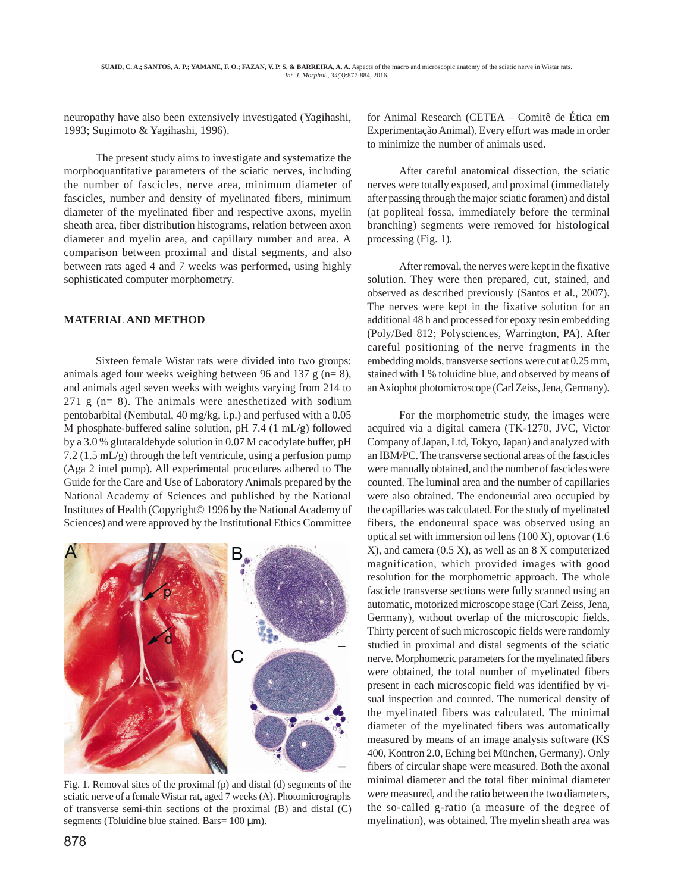neuropathy have also been extensively investigated (Yagihashi, 1993; Sugimoto & Yagihashi, 1996).

The present study aims to investigate and systematize the morphoquantitative parameters of the sciatic nerves, including the number of fascicles, nerve area, minimum diameter of fascicles, number and density of myelinated fibers, minimum diameter of the myelinated fiber and respective axons, myelin sheath area, fiber distribution histograms, relation between axon diameter and myelin area, and capillary number and area. A comparison between proximal and distal segments, and also between rats aged 4 and 7 weeks was performed, using highly sophisticated computer morphometry.

## MATERIAL AND METHOD

Sixteen female Wistar rats were divided into two groups: animals aged four weeks weighing between 96 and 137 g (n= 8), and animals aged seven weeks with weights varying from 214 to 271 g (n= 8). The animals were anesthetized with sodium pentobarbital (Nembutal, 40 mg/kg, i.p.) and perfused with a 0.05 M phosphate-buffered saline solution, pH 7.4 (1 mL/g) followed by a 3.0 % glutaraldehyde solution in 0.07 M cacodylate buffer, pH 7.2 (1.5 mL/g) through the left ventricule, using a perfusion pump (Aga 2 intel pump). All experimental procedures adhered to The Guide for the Care and Use of Laboratory Animals prepared by the National Academy of Sciences and published by the National Institutes of Health (Copyright© 1996 by the National Academy of Sciences) and were approved by the Institutional Ethics Committee for Animal Research (CETEA – Comitê de Ética em Experimentação Animal). Every effort was made in order to minimize the number of animals used.

Fig. 1. Removal sites of the proximal (p) and distal (d) segments of the sciatic nerve of a female Wistar rat, aged 7 weeks (A). Photomicrographs of transverse semi-thin sections of the proximal (B) and distal (C) segments (Toluidine blue stained. Bars= 100 µm).

After careful anatomical dissection, the sciatic nerves were totally exposed, and proximal (immediately after passing through the major sciatic foramen) and distal (at popliteal fossa, immediately before the terminal branching) segments were removed for histological processing (Fig. 1).

After removal, the nerves were kept in the fixative solution. They were then prepared, cut, stained, and observed as described previously (Santos et al., 2007). The nerves were kept in the fixative solution for an additional 48 h and processed for epoxy resin embedding (Poly/Bed 812; Polysciences, Warrington, PA). After careful positioning of the nerve fragments in the embedding molds, transverse sections were cut at 0.25 mm, stained with 1 % toluidine blue, and observed by means of an Axiophot photomicroscope (Carl Zeiss, Jena, Germany).

For the morphometric study, the images were acquired via a digital camera (TK-1270, JVC, Victor Company of Japan, Ltd, Tokyo, Japan) and analyzed with an IBM/PC. The transverse sectional areas of the fascicles were manually obtained, and the number of fascicles were counted. The luminal area and the number of capillaries were also obtained. The endoneurial area occupied by the capillaries was calculated. For the study of myelinated fibers, the endoneural space was observed using an optical set with immersion oil lens (100 X), optovar (1.6 X), and camera (0.5 X), as well as an 8 X computerized magnification, which provided images with good resolution for the morphometric approach. The whole fascicle transverse sections were fully scanned using an automatic, motorized microscope stage (Carl Zeiss, Jena, Germany), without overlap of the microscopic fields. Thirty percent of such microscopic fields were randomly studied in proximal and distal segments of the sciatic nerve. Morphometric parameters for the myelinated fibers were obtained, the total number of myelinated fibers present in each microscopic field was identified by visual inspection and counted. The numerical density of the myelinated fibers was calculated. The minimal diameter of the myelinated fibers was automatically measured by means of an image analysis software (KS 400, Kontron 2.0, Eching bei München, Germany). Only fibers of circular shape were measured. Both the axonal minimal diameter and the total fiber minimal diameter were measured, and the ratio between the two diameters, the so-called g-ratio (a measure of the degree of myelination), was obtained. The myelin sheath area was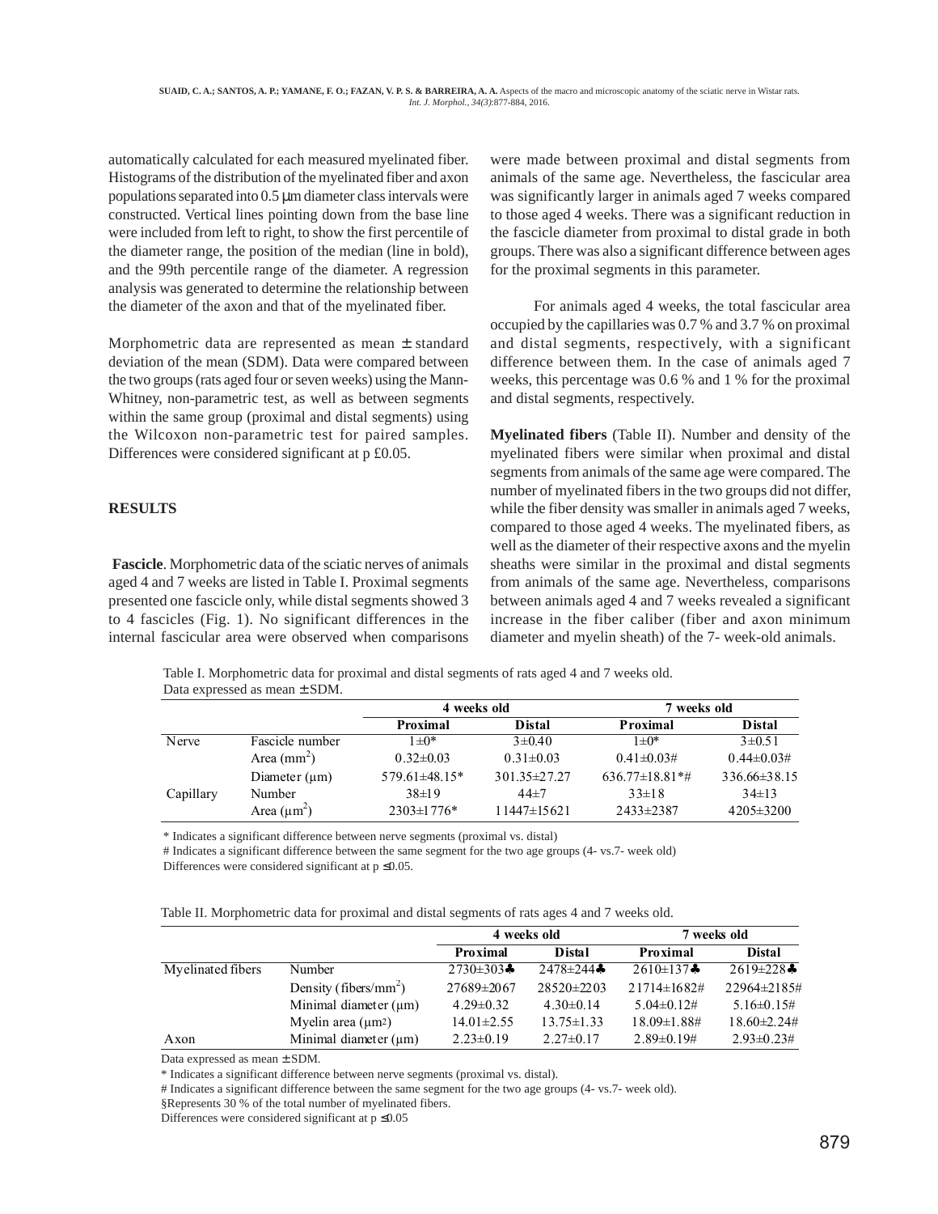automatically calculated for each measured myelinated fiber. Histograms of the distribution of the myelinated fiber and axon populations separated into 0.5 µm diameter class intervals were constructed. Vertical lines pointing down from the base line were included from left to right, to show the first percentile of the diameter range, the position of the median (line in bold), and the 99th percentile range of the diameter. A regression analysis was generated to determine the relationship between the diameter of the axon and that of the myelinated fiber.

Morphometric data are represented as mean ± standard deviation of the mean (SDM). Data were compared between the two groups (rats aged four or seven weeks) using the Mann-Whitney, non-parametric test, as well as between segments within the same group (proximal and distal segments) using the Wilcoxon non-parametric test for paired samples. Differences were considered significant at p £0.05.

## RESULTS

**Fascicle**. Morphometric data of the sciatic nerves of animals aged 4 and 7 weeks are listed in Table I. Proximal segments presented one fascicle only, while distal segments showed 3 to 4 fascicles (Fig. 1). No significant differences in the internal fascicular area were observed when comparisons were made between proximal and distal segments from animals of the same age. Nevertheless, the fascicular area was significantly larger in animals aged 7 weeks compared to those aged 4 weeks. There was a significant reduction in the fascicle diameter from proximal to distal grade in both groups. There was also a significant difference between ages for the proximal segments in this parameter.

For animals aged 4 weeks, the total fascicular area occupied by the capillaries was 0.7 % and 3.7 % on proximal and distal segments, respectively, with a significant difference between them. In the case of animals aged 7 weeks, this percentage was 0.6 % and 1 % for the proximal and distal segments, respectively.

**Myelinated fibers** (Table II). Number and density of the myelinated fibers were similar when proximal and distal segments from animals of the same age were compared. The number of myelinated fibers in the two groups did not differ, while the fiber density was smaller in animals aged 7 weeks, compared to those aged 4 weeks. The myelinated fibers, as well as the diameter of their respective axons and the myelin sheaths were similar in the proximal and distal segments from animals of the same age. Nevertheless, comparisons between animals aged 4 and 7 weeks revealed a significant increase in the fiber caliber (fiber and axon minimum diameter and myelin sheath) of the 7- week-old animals.

Table I. Morphometric data for proximal and distal segments of rats aged 4 and 7 weeks old. Data expressed as mean ± SDM.

| | | 4 weeks old | | 7 weeks old | |
|---|---|---|---|---|---|
| | | Proximal | Distal | Proximal | Distal |
| Nerve | Fascicle number | 1±0* | 3±0.40 | 1±0* | 3±0.51 |
| | Area ($mm^2$) | 0.32±0.03 | 0.31±0.03 | 0.41±0.03# | 0.44±0.03# |
| | Diameter (µm) | 579.61±48.15* | 301.35±27.27 | 636.77±18.81*# | 336.66±38.15 |
| Capillary | Number | 38±19 | 44±7 | 33±18 | 34±13 |
| | Area ($\mu m^2$) | 2303±1776* | 11447±15621 | 2433±2387 | 4205±3200 |

\* Indicates a significant difference between nerve segments (proximal vs. distal)

# Indicates a significant difference between the same segment for the two age groups (4- vs.7- week old)

Differences were considered significant at p ≤0.05.

Table II. Morphometric data for proximal and distal segments of rats ages 4 and 7 weeks old.

| | | 4 weeks old | | 7 weeks old | |
|---|---|---|---|---|---|
| | | Proximal | Distal | Proximal | Distal |
| Myelinated fibers | Number | 2730±303♣ | 2478±244♣ | 2610±137♣ | 2619±228♣ |
| | Density (fibers/$mm^2$) | 27689±2067 | 28520±2203 | 21714±1682# | 22964±2185# |
| | Minimal diameter (µm) | 4.29±0.32 | 4.30±0.14 | 5.04±0.12# | 5.16±0.15# |
| | Myelin area (µm2) | 14.01±2.55 | 13.75±1.33 | 18.09±1.88# | 18.60±2.24# |
| Axon | Minimal diameter (µm) | 2.23±0.19 | 2.27±0.17 | 2.89±0.19# | 2.93±0.23# |

Data expressed as mean ± SDM.

\* Indicates a significant difference between nerve segments (proximal vs. distal).

# Indicates a significant difference between the same segment for the two age groups (4- vs.7- week old).

§Represents 30 % of the total number of myelinated fibers.

Differences were considered significant at p ≤0.05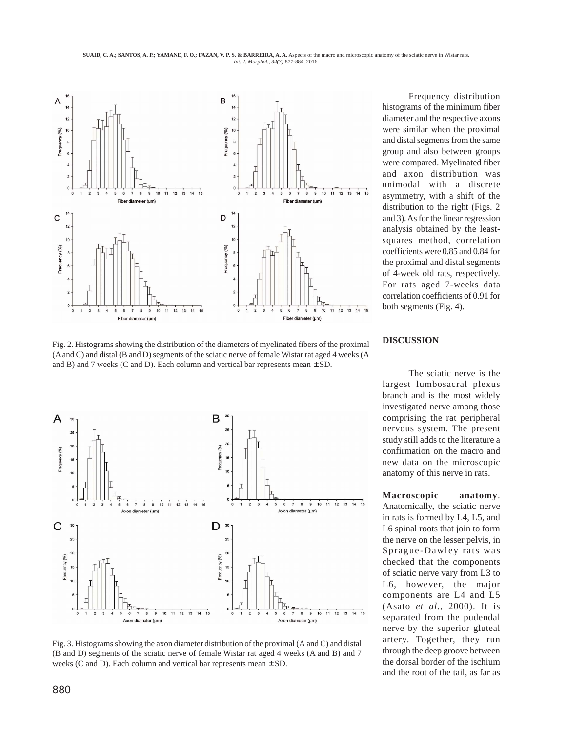Fig. 2. Histograms showing the distribution of the diameters of myelinated fibers of the proximal (A and C) and distal (B and D) segments of the sciatic nerve of female Wistar rat aged 4 weeks (A and B) and 7 weeks (C and D). Each column and vertical bar represents mean ± SD.

Fig. 3. Histograms showing the axon diameter distribution of the proximal (A and C) and distal (B and D) segments of the sciatic nerve of female Wistar rat aged 4 weeks (A and B) and 7 weeks (C and D). Each column and vertical bar represents mean ± SD.

Frequency distribution histograms of the minimum fiber diameter and the respective axons were similar when the proximal and distal segments from the same group and also between groups were compared. Myelinated fiber and axon distribution was unimodal with a discrete asymmetry, with a shift of the distribution to the right (Figs. 2 and 3). As for the linear regression analysis obtained by the least-squares method, correlation coefficients were 0.85 and 0.84 for the proximal and distal segments of 4-week old rats, respectively. For rats aged 7-weeks data correlation coefficients of 0.91 for both segments (Fig. 4).

## DISCUSSION

The sciatic nerve is the largest lumbosacral plexus branch and is the most widely investigated nerve among those comprising the rat peripheral nervous system. The present study still adds to the literature a confirmation on the macro and new data on the microscopic anatomy of this nerve in rats.

**Macroscopic anatomy**. Anatomically, the sciatic nerve in rats is formed by L4, L5, and L6 spinal roots that join to form the nerve on the lesser pelvis, in Sprague-Dawley rats was checked that the components of sciatic nerve vary from L3 to L6, however, the major components are L4 and L5 (Asato *et al*., 2000). It is separated from the pudendal nerve by the superior gluteal artery. Together, they run through the deep groove between the dorsal border of the ischium and the root of the tail, as far as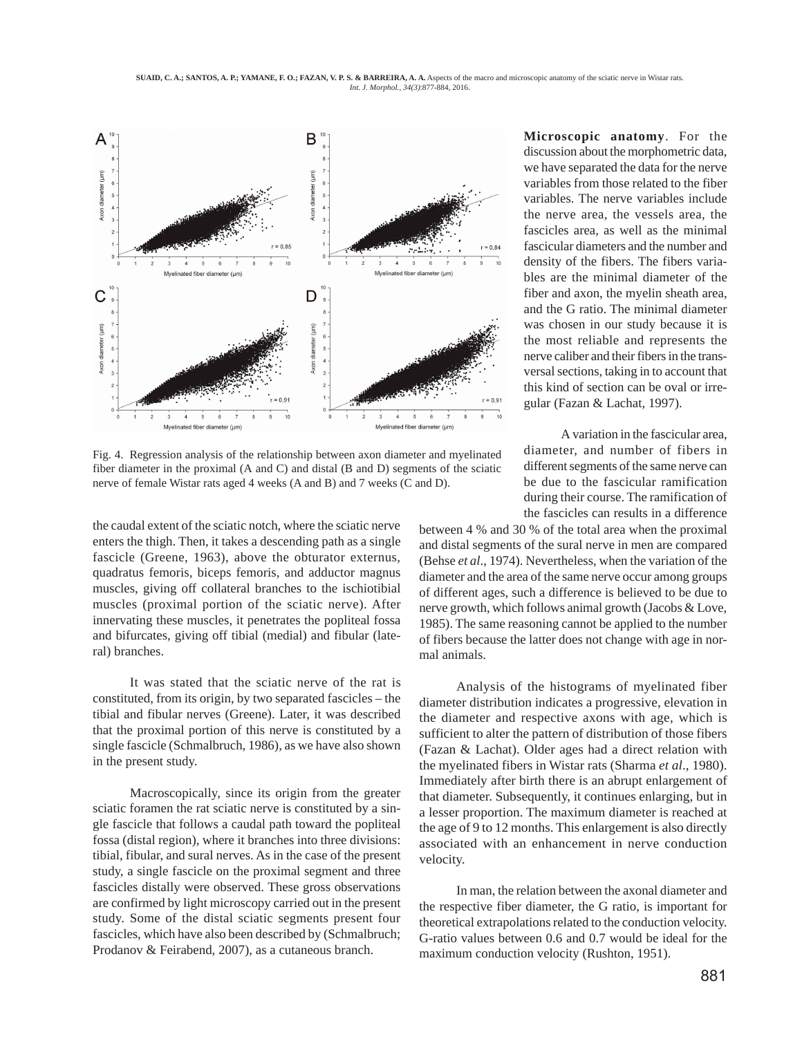Fig. 4. Regression analysis of the relationship between axon diameter and myelinated fiber diameter in the proximal (A and C) and distal (B and D) segments of the sciatic nerve of female Wistar rats aged 4 weeks (A and B) and 7 weeks (C and D).

the caudal extent of the sciatic notch, where the sciatic nerve enters the thigh. Then, it takes a descending path as a single fascicle (Greene, 1963), above the obturator externus, quadratus femoris, biceps femoris, and adductor magnus muscles, giving off collateral branches to the ischiotibial muscles (proximal portion of the sciatic nerve). After innervating these muscles, it penetrates the popliteal fossa and bifurcates, giving off tibial (medial) and fibular (lateral) branches.

It was stated that the sciatic nerve of the rat is constituted, from its origin, by two separated fascicles – the tibial and fibular nerves (Greene). Later, it was described that the proximal portion of this nerve is constituted by a single fascicle (Schmalbruch, 1986), as we have also shown in the present study.

Macroscopically, since its origin from the greater sciatic foramen the rat sciatic nerve is constituted by a single fascicle that follows a caudal path toward the popliteal fossa (distal region), where it branches into three divisions: tibial, fibular, and sural nerves. As in the case of the present study, a single fascicle on the proximal segment and three fascicles distally were observed. These gross observations are confirmed by light microscopy carried out in the present study. Some of the distal sciatic segments present four fascicles, which have also been described by (Schmalbruch; Prodanov & Feirabend, 2007), as a cutaneous branch.

**Microscopic anatomy**. For the discussion about the morphometric data, we have separated the data for the nerve variables from those related to the fiber variables. The nerve variables include the nerve area, the vessels area, the fascicles area, as well as the minimal fascicular diameters and the number and density of the fibers. The fibers variables are the minimal diameter of the fiber and axon, the myelin sheath area, and the G ratio. The minimal diameter was chosen in our study because it is the most reliable and represents the nerve caliber and their fibers in the transversal sections, taking in to account that this kind of section can be oval or irregular (Fazan & Lachat, 1997).

A variation in the fascicular area, diameter, and number of fibers in different segments of the same nerve can be due to the fascicular ramification during their course. The ramification of the fascicles can results in a difference between 4 % and 30 % of the total area when the proximal and distal segments of the sural nerve in men are compared (Behse *et al*., 1974). Nevertheless, when the variation of the diameter and the area of the same nerve occur among groups of different ages, such a difference is believed to be due to nerve growth, which follows animal growth (Jacobs & Love, 1985). The same reasoning cannot be applied to the number of fibers because the latter does not change with age in normal animals.

Analysis of the histograms of myelinated fiber diameter distribution indicates a progressive, elevation in the diameter and respective axons with age, which is sufficient to alter the pattern of distribution of those fibers (Fazan & Lachat). Older ages had a direct relation with the myelinated fibers in Wistar rats (Sharma *et al*., 1980). Immediately after birth there is an abrupt enlargement of that diameter. Subsequently, it continues enlarging, but in a lesser proportion. The maximum diameter is reached at the age of 9 to 12 months. This enlargement is also directly associated with an enhancement in nerve conduction velocity.

In man, the relation between the axonal diameter and the respective fiber diameter, the G ratio, is important for theoretical extrapolations related to the conduction velocity. G-ratio values between 0.6 and 0.7 would be ideal for the maximum conduction velocity (Rushton, 1951).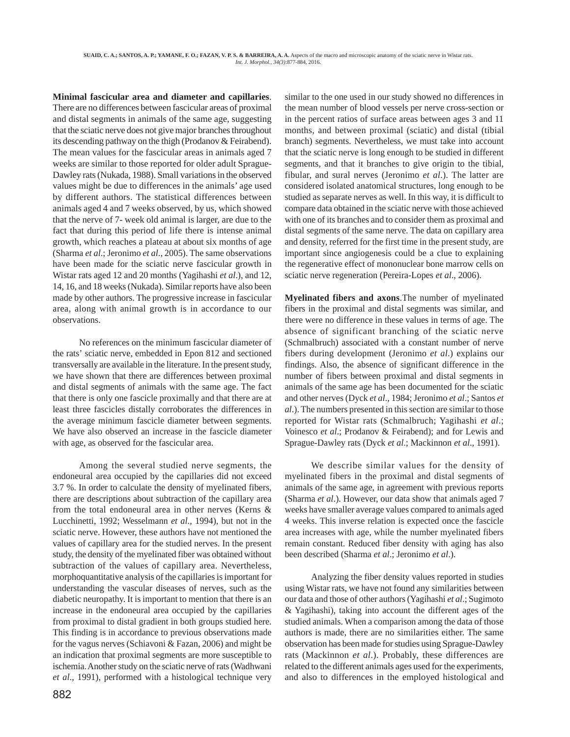**Minimal fascicular area and diameter and capillaries**. There are no differences between fascicular areas of proximal and distal segments in animals of the same age, suggesting that the sciatic nerve does not give major branches throughout its descending pathway on the thigh (Prodanov & Feirabend). The mean values for the fascicular areas in animals aged 7 weeks are similar to those reported for older adult Sprague-Dawley rats (Nukada, 1988). Small variations in the observed values might be due to differences in the animals' age used by different authors. The statistical differences between animals aged 4 and 7 weeks observed, by us, which showed that the nerve of 7- week old animal is larger, are due to the fact that during this period of life there is intense animal growth, which reaches a plateau at about six months of age (Sharma *et al*.; Jeronimo *et al*., 2005). The same observations have been made for the sciatic nerve fascicular growth in Wistar rats aged 12 and 20 months (Yagihashi *et al*.), and 12, 14, 16, and 18 weeks (Nukada). Similar reports have also been made by other authors. The progressive increase in fascicular area, along with animal growth is in accordance to our observations.

No references on the minimum fascicular diameter of the rats' sciatic nerve, embedded in Epon 812 and sectioned transversally are available in the literature. In the present study, we have shown that there are differences between proximal and distal segments of animals with the same age. The fact that there is only one fascicle proximally and that there are at least three fascicles distally corroborates the differences in the average minimum fascicle diameter between segments. We have also observed an increase in the fascicle diameter with age, as observed for the fascicular area.

Among the several studied nerve segments, the endoneural area occupied by the capillaries did not exceed 3.7 %. In order to calculate the density of myelinated fibers, there are descriptions about subtraction of the capillary area from the total endoneural area in other nerves (Kerns & Lucchinetti, 1992; Wesselmann *et al*., 1994), but not in the sciatic nerve. However, these authors have not mentioned the values of capillary area for the studied nerves. In the present study, the density of the myelinated fiber was obtained without subtraction of the values of capillary area. Nevertheless, morphoquantitative analysis of the capillaries is important for understanding the vascular diseases of nerves, such as the diabetic neuropathy. It is important to mention that there is an increase in the endoneural area occupied by the capillaries from proximal to distal gradient in both groups studied here. This finding is in accordance to previous observations made for the vagus nerves (Schiavoni & Fazan, 2006) and might be an indication that proximal segments are more susceptible to ischemia. Another study on the sciatic nerve of rats (Wadhwani *et al*., 1991), performed with a histological technique very similar to the one used in our study showed no differences in the mean number of blood vessels per nerve cross-section or in the percent ratios of surface areas between ages 3 and 11 months, and between proximal (sciatic) and distal (tibial branch) segments. Nevertheless, we must take into account that the sciatic nerve is long enough to be studied in different segments, and that it branches to give origin to the tibial, fibular, and sural nerves (Jeronimo *et al*.). The latter are considered isolated anatomical structures, long enough to be studied as separate nerves as well. In this way, it is difficult to compare data obtained in the sciatic nerve with those achieved with one of its branches and to consider them as proximal and distal segments of the same nerve. The data on capillary area and density, referred for the first time in the present study, are important since angiogenesis could be a clue to explaining the regenerative effect of mononuclear bone marrow cells on sciatic nerve regeneration (Pereira-Lopes *et al*., 2006).

**Myelinated fibers and axons**.The number of myelinated fibers in the proximal and distal segments was similar, and there were no difference in these values in terms of age. The absence of significant branching of the sciatic nerve (Schmalbruch) associated with a constant number of nerve fibers during development (Jeronimo *et al*.) explains our findings. Also, the absence of significant difference in the number of fibers between proximal and distal segments in animals of the same age has been documented for the sciatic and other nerves (Dyck *et al*., 1984; Jeronimo *et al*.; Santos *et al*.). The numbers presented in this section are similar to those reported for Wistar rats (Schmalbruch; Yagihashi *et al*.; Voinesco *et al*.; Prodanov & Feirabend); and for Lewis and Sprague-Dawley rats (Dyck *et al*.; Mackinnon *et al*., 1991).

We describe similar values for the density of myelinated fibers in the proximal and distal segments of animals of the same age, in agreement with previous reports (Sharma *et al*.). However, our data show that animals aged 7 weeks have smaller average values compared to animals aged 4 weeks. This inverse relation is expected once the fascicle area increases with age, while the number myelinated fibers remain constant. Reduced fiber density with aging has also been described (Sharma *et al*.; Jeronimo *et al*.).

Analyzing the fiber density values reported in studies using Wistar rats, we have not found any similarities between our data and those of other authors (Yagihashi *et al*.; Sugimoto & Yagihashi), taking into account the different ages of the studied animals. When a comparison among the data of those authors is made, there are no similarities either. The same observation has been made for studies using Sprague-Dawley rats (Mackinnon *et al*.). Probably, these differences are related to the different animals ages used for the experiments, and also to differences in the employed histological and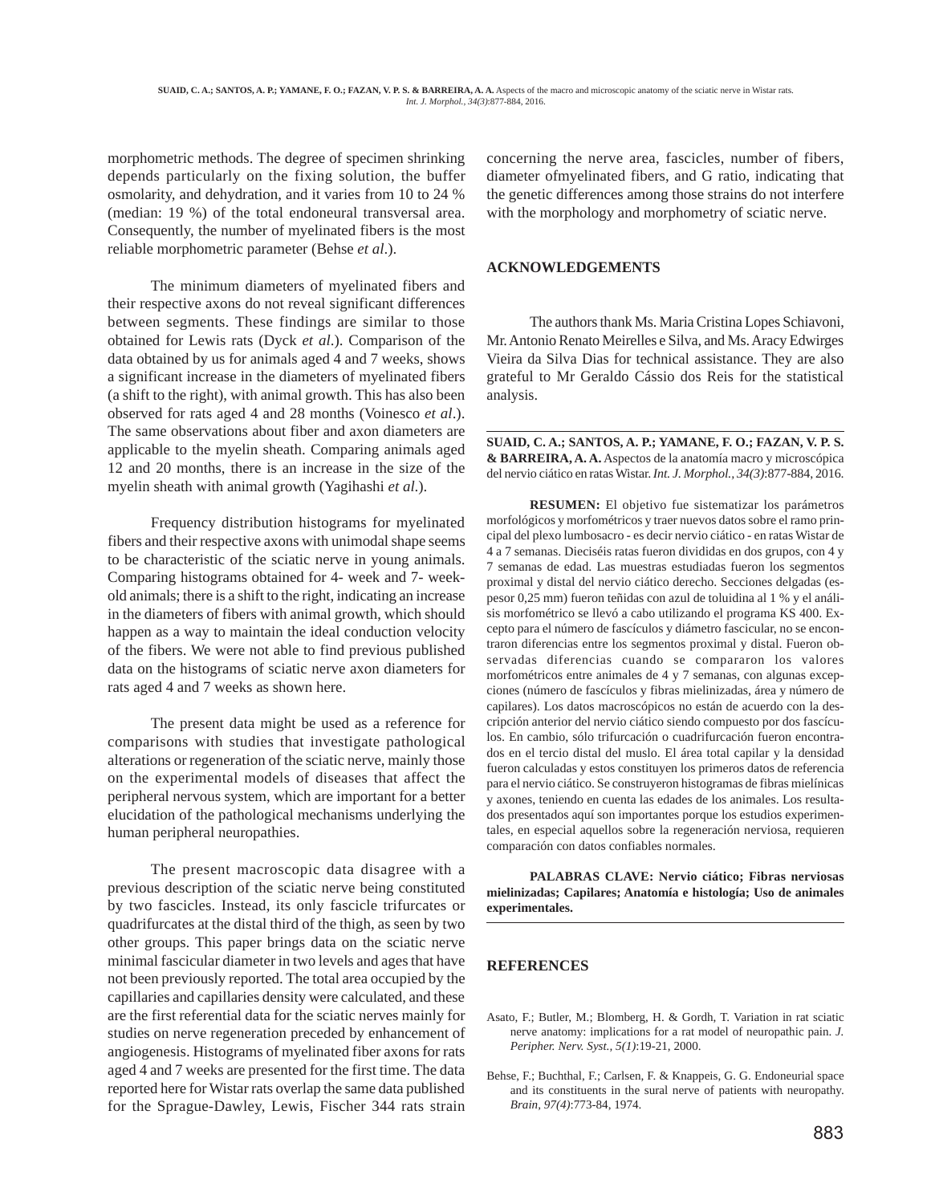morphometric methods. The degree of specimen shrinking depends particularly on the fixing solution, the buffer osmolarity, and dehydration, and it varies from 10 to 24 % (median: 19 %) of the total endoneural transversal area. Consequently, the number of myelinated fibers is the most reliable morphometric parameter (Behse *et al*.).

The minimum diameters of myelinated fibers and their respective axons do not reveal significant differences between segments. These findings are similar to those obtained for Lewis rats (Dyck *et al*.). Comparison of the data obtained by us for animals aged 4 and 7 weeks, shows a significant increase in the diameters of myelinated fibers (a shift to the right), with animal growth. This has also been observed for rats aged 4 and 28 months (Voinesco *et al*.). The same observations about fiber and axon diameters are applicable to the myelin sheath. Comparing animals aged 12 and 20 months, there is an increase in the size of the myelin sheath with animal growth (Yagihashi *et al*.).

Frequency distribution histograms for myelinated fibers and their respective axons with unimodal shape seems to be characteristic of the sciatic nerve in young animals. Comparing histograms obtained for 4- week and 7- week-old animals; there is a shift to the right, indicating an increase in the diameters of fibers with animal growth, which should happen as a way to maintain the ideal conduction velocity of the fibers. We were not able to find previous published data on the histograms of sciatic nerve axon diameters for rats aged 4 and 7 weeks as shown here.

The present data might be used as a reference for comparisons with studies that investigate pathological alterations or regeneration of the sciatic nerve, mainly those on the experimental models of diseases that affect the peripheral nervous system, which are important for a better elucidation of the pathological mechanisms underlying the human peripheral neuropathies.

The present macroscopic data disagree with a previous description of the sciatic nerve being constituted by two fascicles. Instead, its only fascicle trifurcates or quadrifurcates at the distal third of the thigh, as seen by two other groups. This paper brings data on the sciatic nerve minimal fascicular diameter in two levels and ages that have not been previously reported. The total area occupied by the capillaries and capillaries density were calculated, and these are the first referential data for the sciatic nerves mainly for studies on nerve regeneration preceded by enhancement of angiogenesis. Histograms of myelinated fiber axons for rats aged 4 and 7 weeks are presented for the first time. The data reported here for Wistar rats overlap the same data published for the Sprague-Dawley, Lewis, Fischer 344 rats strain concerning the nerve area, fascicles, number of fibers, diameter ofmyelinated fibers, and G ratio, indicating that the genetic differences among those strains do not interfere with the morphology and morphometry of sciatic nerve.

## ACKNOWLEDGEMENTS

The authors thank Ms. Maria Cristina Lopes Schiavoni, Mr. Antonio Renato Meirelles e Silva, and Ms. Aracy Edwirges Vieira da Silva Dias for technical assistance. They are also grateful to Mr Geraldo Cássio dos Reis for the statistical analysis.

---

**SUAID, C. A.; SANTOS, A. P.; YAMANE, F. O.; FAZAN, V. P. S. & BARREIRA, A. A.** Aspectos de la anatomía macro y microscópica del nervio ciático en ratas Wistar. *Int. J. Morphol., 34(3)*:877-884, 2016.

**RESUMEN:** El objetivo fue sistematizar los parámetros morfológicos y morfométricos y traer nuevos datos sobre el ramo principal del plexo lumbosacro - es decir nervio ciático - en ratas Wistar de 4 a 7 semanas. Dieciséis ratas fueron divididas en dos grupos, con 4 y 7 semanas de edad. Las muestras estudiadas fueron los segmentos proximal y distal del nervio ciático derecho. Secciones delgadas (espesor 0,25 mm) fueron teñidas con azul de toluidina al 1 % y el análisis morfométrico se llevó a cabo utilizando el programa KS 400. Excepto para el número de fascículos y diámetro fascicular, no se encontraron diferencias entre los segmentos proximal y distal. Fueron observadas diferencias cuando se compararon los valores morfométricos entre animales de 4 y 7 semanas, con algunas excepciones (número de fascículos y fibras mielinizadas, área y número de capilares). Los datos macroscópicos no están de acuerdo con la descripción anterior del nervio ciático siendo compuesto por dos fascículos. En cambio, sólo trifurcación o cuadrifurcación fueron encontrados en el tercio distal del muslo. El área total capilar y la densidad fueron calculadas y estos constituyen los primeros datos de referencia para el nervio ciático. Se construyeron histogramas de fibras mielínicas y axones, teniendo en cuenta las edades de los animales. Los resultados presentados aquí son importantes porque los estudios experimentales, en especial aquellos sobre la regeneración nerviosa, requieren comparación con datos confiables normales.

**PALABRAS CLAVE: Nervio ciático; Fibras nerviosas mielinizadas; Capilares; Anatomía e histología; Uso de animales experimentales.**

---

## REFERENCES

Asato, F.; Butler, M.; Blomberg, H. & Gordh, T. Variation in rat sciatic nerve anatomy: implications for a rat model of neuropathic pain. *J. Peripher. Nerv. Syst., 5(1)*:19-21, 2000.

Behse, F.; Buchthal, F.; Carlsen, F. & Knappeis, G. G. Endoneurial space and its constituents in the sural nerve of patients with neuropathy. *Brain, 97(4)*:773-84, 1974.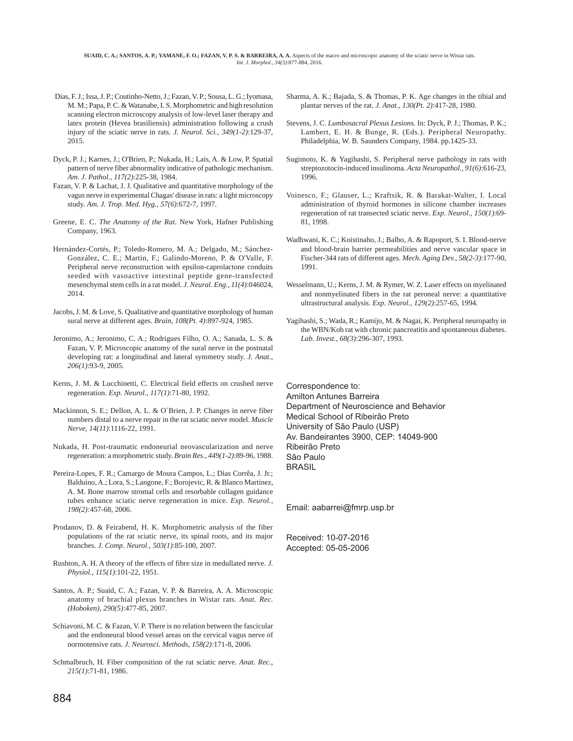Dias, F. J.; Issa, J. P.; Coutinho-Netto, J.; Fazan, V. P.; Sousa, L. G.; Iyomasa, M. M.; Papa, P. C. & Watanabe, I. S. Morphometric and high resolution scanning electron microscopy analysis of low-level laser therapy and latex protein (Hevea brasiliensis) administration following a crush injury of the sciatic nerve in rats. *J. Neurol. Sci., 349(1-2)*:129-37, 2015.

Dyck, P. J.; Karnes, J.; O'Brien, P.; Nukada, H.; Lais, A. & Low, P. Spatial pattern of nerve fiber abnormality indicative of pathologic mechanism. *Am. J. Pathol., 117(2)*:225-38, 1984.

Fazan, V. P. & Lachat, J. J. Qualitative and quantitative morphology of the vagus nerve in experimental Chagas' disease in rats: a light microscopy study. *Am. J. Trop. Med. Hyg., 57(6)*:672-7, 1997.

Greene, E. C. *The Anatomy of the Rat.* New York, Hafner Publishing Company, 1963.

Hernández-Cortés, P.; Toledo-Romero, M. A.; Delgado, M.; Sánchez-González, C. E.; Martin, F.; Galindo-Moreno, P. & O'Valle, F. Peripheral nerve reconstruction with epsilon-caprolactone conduits seeded with vasoactive intestinal peptide gene-transfected mesenchymal stem cells in a rat model. *J. Neural. Eng., 11(4)*:046024, 2014.

Jacobs, J. M. & Love, S. Qualitative and quantitative morphology of human sural nerve at different ages. *Brain, 108(Pt. 4)*:897-924, 1985.

Jeronimo, A.; Jeronimo, C. A.; Rodrigues Filho, O. A.; Sanada, L. S. & Fazan, V. P. Microscopic anatomy of the sural nerve in the postnatal developing rat: a longitudinal and lateral symmetry study. *J. Anat., 206(1)*:93-9, 2005.

Kerns, J. M. & Lucchinetti, C. Electrical field effects on crushed nerve regeneration. *Exp. Neurol., 117(1)*:71-80, 1992.

Mackinnon, S. E.; Dellon, A. L. & O´Brien, J. P. Changes in nerve fiber numbers distal to a nerve repair in the rat sciatic nerve model. *Muscle Nerve, 14(11)*:1116-22, 1991.

Nukada, H. Post-traumatic endoneurial neovascularization and nerve regeneration: a morphometric study. *Brain Res., 449(1-2)*:89-96, 1988.

Pereira-Lopes, F. R.; Camargo de Moura Campos, L.; Dias Corrêa, J. Jr.; Balduino, A.; Lora, S.; Langone, F.; Borojevic, R. & Blanco Martinez, A. M. Bone marrow stromal cells and resorbable collagen guidance tubes enhance sciatic nerve regeneration in mice. *Exp. Neurol., 198(2)*:457-68, 2006.

Prodanov, D. & Feirabend, H. K. Morphometric analysis of the fiber populations of the rat sciatic nerve, its spinal roots, and its major branches. *J. Comp. Neurol., 503(1)*:85-100, 2007.

Rushton, A. H. A theory of the effects of fibre size in medullated nerve. *J. Physiol., 115(1)*:101-22, 1951.

Santos, A. P.; Suaid, C. A.; Fazan, V. P. & Barreira, A. A. Microscopic anatomy of brachial plexus branches in Wistar rats. *Anat. Rec. (Hoboken), 290(5)*:477-85, 2007.

Schiavoni, M. C. & Fazan, V. P. There is no relation between the fascicular and the endoneural blood vessel areas on the cervical vagus nerve of normotensive rats. *J. Neurosci. Methods, 158(2)*:171-8, 2006.

Schmalbruch, H. Fiber composition of the rat sciatic nerve. *Anat. Rec., 215(1)*:71-81, 1986.

Sharma, A. K.; Bajada, S. & Thomas, P. K. Age changes in the tibial and plantar nerves of the rat. *J. Anat., 130(Pt. 2)*:417-28, 1980.

Stevens, J. C. *Lumbosacral Plexus Lesions.* In: Dyck, P. J.; Thomas, P. K.; Lambert, E. H. & Bunge, R. (Eds.). Peripheral Neuropathy. Philadelphia, W. B. Saunders Company, 1984. pp.1425-33.

Sugimoto, K. & Yagihashi, S. Peripheral nerve pathology in rats with streptozotocin-induced insulinoma. *Acta Neuropathol., 91(6)*:616-23, 1996.

Voinesco, F.; Glauser, L.; Kraftsik, R. & Barakat-Walter, I. Local administration of thyroid hormones in silicone chamber increases regeneration of rat transected sciatic nerve. *Exp. Neurol., 150(1)*:69-81, 1998.

Wadhwani, K. C.; Koistinaho, J.; Balbo, A. & Rapoport, S. I. Blood-nerve and blood-brain barrier permeabilities and nerve vascular space in Fischer-344 rats of different ages. *Mech. Aging Dev., 58(2-3)*:177-90, 1991.

Wesselmann, U.; Kerns, J. M. & Rymer, W. Z. Laser effects on myelinated and nonmyelinated fibers in the rat peroneal nerve: a quantitative ultrastructural analysis. *Exp. Neurol., 129(2)*:257-65, 1994.

Yagihashi, S.; Wada, R.; Kamijo, M. & Nagai, K. Peripheral neuropathy in the WBN/Kob rat with chronic pancreatitis and spontaneous diabetes. *Lab. Invest., 68(3)*:296-307, 1993.

Correspondence to:
Amilton Antunes Barreira
Department of Neuroscience and Behavior
Medical School of Ribeirão Preto
University of São Paulo (USP)
Av. Bandeirantes 3900, CEP: 14049-900
Ribeirão Preto
São Paulo
BRASIL

Email: aabarrei@fmrp.usp.br

Received: 10-07-2016
Accepted: 05-05-2006